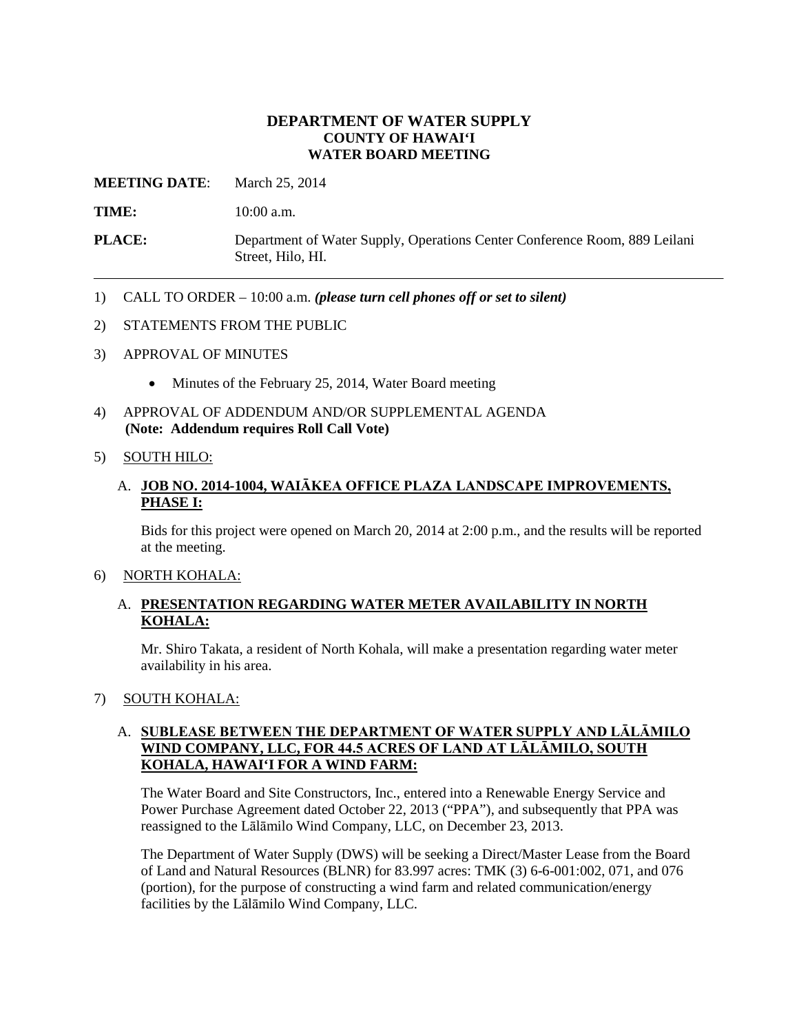# DEPARTMENT OF WATER SUPPLY
# COUNTY OF HAWAIʻI
# WATER BOARD MEETING

**MEETING DATE**: March 25, 2014

**TIME:** 10:00 a.m.

**PLACE:** Department of Water Supply, Operations Center Conference Room, 889 Leilani Street, Hilo, HI.

---

1) CALL TO ORDER – 10:00 a.m. ***(please turn cell phones off or set to silent)***

2) STATEMENTS FROM THE PUBLIC

3) APPROVAL OF MINUTES

   - Minutes of the February 25, 2014, Water Board meeting

4) APPROVAL OF ADDENDUM AND/OR SUPPLEMENTAL AGENDA
   **(Note: Addendum requires Roll Call Vote)**

5) <u>SOUTH HILO:</u>

   A. **<u>JOB NO. 2014-1004, WAIĀKEA OFFICE PLAZA LANDSCAPE IMPROVEMENTS, PHASE I:</u>**

   Bids for this project were opened on March 20, 2014 at 2:00 p.m., and the results will be reported at the meeting.

6) <u>NORTH KOHALA:</u>

   A. **<u>PRESENTATION REGARDING WATER METER AVAILABILITY IN NORTH KOHALA:</u>**

   Mr. Shiro Takata, a resident of North Kohala, will make a presentation regarding water meter availability in his area.

7) <u>SOUTH KOHALA:</u>

   A. **<u>SUBLEASE BETWEEN THE DEPARTMENT OF WATER SUPPLY AND LĀLĀMILO WIND COMPANY, LLC, FOR 44.5 ACRES OF LAND AT LĀLĀMILO, SOUTH KOHALA, HAWAIʻI FOR A WIND FARM:</u>**

   The Water Board and Site Constructors, Inc., entered into a Renewable Energy Service and Power Purchase Agreement dated October 22, 2013 ("PPA"), and subsequently that PPA was reassigned to the Lālāmilo Wind Company, LLC, on December 23, 2013.

   The Department of Water Supply (DWS) will be seeking a Direct/Master Lease from the Board of Land and Natural Resources (BLNR) for 83.997 acres: TMK (3) 6-6-001:002, 071, and 076 (portion), for the purpose of constructing a wind farm and related communication/energy facilities by the Lālāmilo Wind Company, LLC.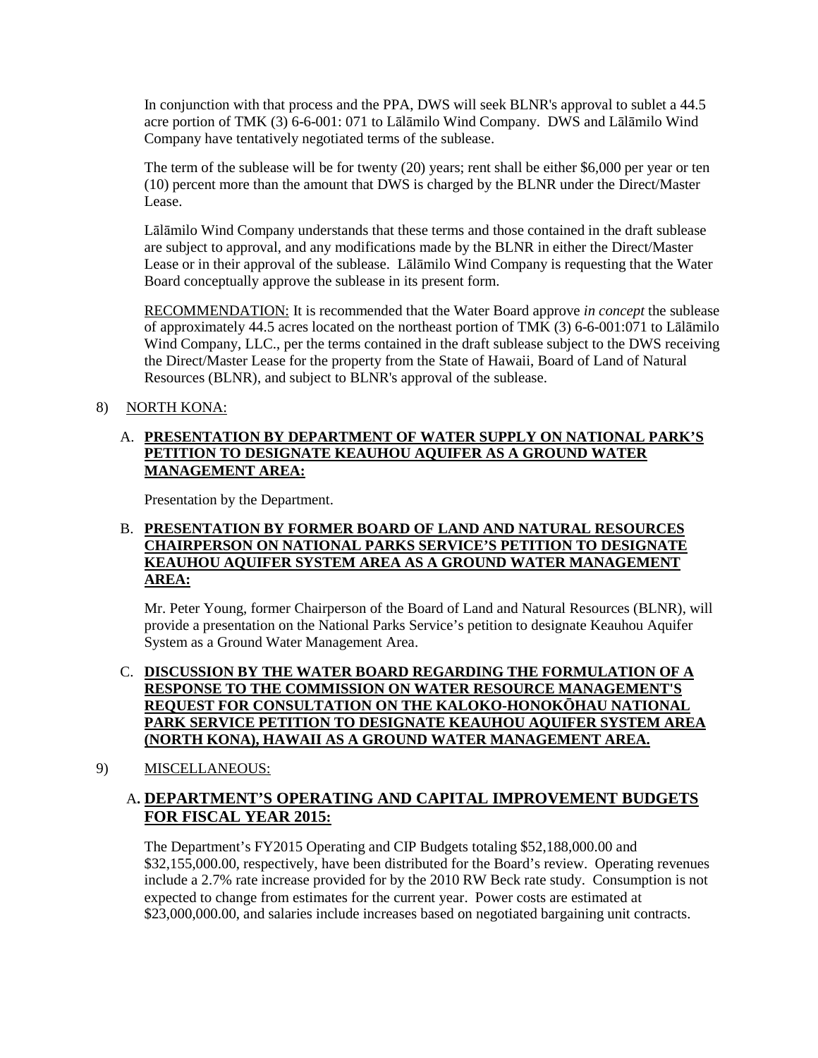In conjunction with that process and the PPA, DWS will seek BLNR's approval to sublet a 44.5 acre portion of TMK (3) 6-6-001: 071 to Lālāmilo Wind Company. DWS and Lālāmilo Wind Company have tentatively negotiated terms of the sublease.

The term of the sublease will be for twenty (20) years; rent shall be either $6,000 per year or ten (10) percent more than the amount that DWS is charged by the BLNR under the Direct/Master Lease.

Lālāmilo Wind Company understands that these terms and those contained in the draft sublease are subject to approval, and any modifications made by the BLNR in either the Direct/Master Lease or in their approval of the sublease. Lālāmilo Wind Company is requesting that the Water Board conceptually approve the sublease in its present form.

<u>RECOMMENDATION:</u> It is recommended that the Water Board approve *in concept* the sublease of approximately 44.5 acres located on the northeast portion of TMK (3) 6-6-001:071 to Lālāmilo Wind Company, LLC., per the terms contained in the draft sublease subject to the DWS receiving the Direct/Master Lease for the property from the State of Hawaii, Board of Land of Natural Resources (BLNR), and subject to BLNR's approval of the sublease.

8) <u>NORTH KONA:</u>

A. **<u>PRESENTATION BY DEPARTMENT OF WATER SUPPLY ON NATIONAL PARK'S PETITION TO DESIGNATE KEAUHOU AQUIFER AS A GROUND WATER MANAGEMENT AREA:</u>**

Presentation by the Department.

B. **<u>PRESENTATION BY FORMER BOARD OF LAND AND NATURAL RESOURCES CHAIRPERSON ON NATIONAL PARKS SERVICE'S PETITION TO DESIGNATE KEAUHOU AQUIFER SYSTEM AREA AS A GROUND WATER MANAGEMENT AREA:</u>**

Mr. Peter Young, former Chairperson of the Board of Land and Natural Resources (BLNR), will provide a presentation on the National Parks Service's petition to designate Keauhou Aquifer System as a Ground Water Management Area.

C. **<u>DISCUSSION BY THE WATER BOARD REGARDING THE FORMULATION OF A RESPONSE TO THE COMMISSION ON WATER RESOURCE MANAGEMENT'S REQUEST FOR CONSULTATION ON THE KALOKO-HONOKŌHAU NATIONAL PARK SERVICE PETITION TO DESIGNATE KEAUHOU AQUIFER SYSTEM AREA (NORTH KONA), HAWAII AS A GROUND WATER MANAGEMENT AREA.</u>**

9) <u>MISCELLANEOUS:</u>

A. **<u>DEPARTMENT'S OPERATING AND CAPITAL IMPROVEMENT BUDGETS FOR FISCAL YEAR 2015:</u>**

The Department's FY2015 Operating and CIP Budgets totaling $52,188,000.00 and $32,155,000.00, respectively, have been distributed for the Board's review. Operating revenues include a 2.7% rate increase provided for by the 2010 RW Beck rate study. Consumption is not expected to change from estimates for the current year. Power costs are estimated at $23,000,000.00, and salaries include increases based on negotiated bargaining unit contracts.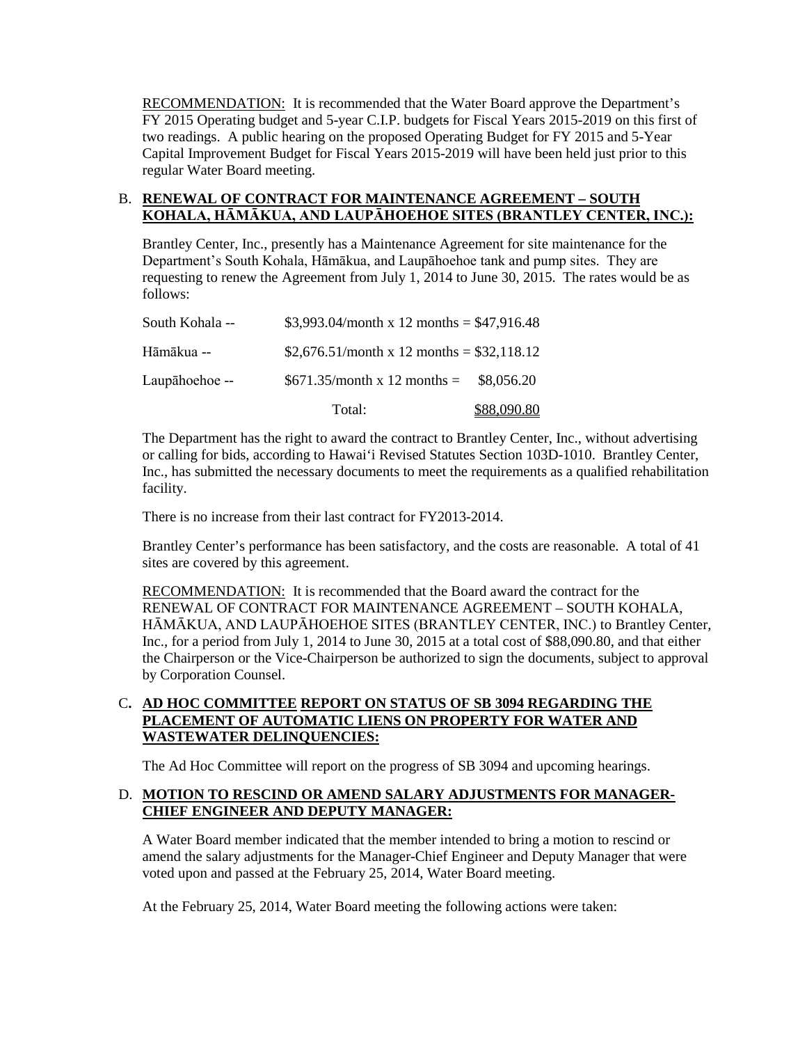RECOMMENDATION: It is recommended that the Water Board approve the Department's FY 2015 Operating budget and 5-year C.I.P. budgets for Fiscal Years 2015-2019 on this first of two readings. A public hearing on the proposed Operating Budget for FY 2015 and 5-Year Capital Improvement Budget for Fiscal Years 2015-2019 will have been held just prior to this regular Water Board meeting.

B. **RENEWAL OF CONTRACT FOR MAINTENANCE AGREEMENT – SOUTH KOHALA, HĀMĀKUA, AND LAUPĀHOEHOE SITES (BRANTLEY CENTER, INC.):**

Brantley Center, Inc., presently has a Maintenance Agreement for site maintenance for the Department's South Kohala, Hāmākua, and Laupāhoehoe tank and pump sites. They are requesting to renew the Agreement from July 1, 2014 to June 30, 2015. The rates would be as follows:

| | | |
|---|---|---|
| South Kohala -- | $3,993.04/month x 12 months = | $47,916.48 |
| Hāmākua -- | $2,676.51/month x 12 months = | $32,118.12 |
| Laupāhoehoe -- | $671.35/month x 12 months = | $8,056.20 |
| | Total: | $88,090.80 |

The Department has the right to award the contract to Brantley Center, Inc., without advertising or calling for bids, according to Hawai'i Revised Statutes Section 103D-1010. Brantley Center, Inc., has submitted the necessary documents to meet the requirements as a qualified rehabilitation facility.

There is no increase from their last contract for FY2013-2014.

Brantley Center's performance has been satisfactory, and the costs are reasonable. A total of 41 sites are covered by this agreement.

RECOMMENDATION: It is recommended that the Board award the contract for the RENEWAL OF CONTRACT FOR MAINTENANCE AGREEMENT – SOUTH KOHALA, HĀMĀKUA, AND LAUPĀHOEHOE SITES (BRANTLEY CENTER, INC.) to Brantley Center, Inc., for a period from July 1, 2014 to June 30, 2015 at a total cost of $88,090.80, and that either the Chairperson or the Vice-Chairperson be authorized to sign the documents, subject to approval by Corporation Counsel.

C. **AD HOC COMMITTEE REPORT ON STATUS OF SB 3094 REGARDING THE PLACEMENT OF AUTOMATIC LIENS ON PROPERTY FOR WATER AND WASTEWATER DELINQUENCIES:**

The Ad Hoc Committee will report on the progress of SB 3094 and upcoming hearings.

D. **MOTION TO RESCIND OR AMEND SALARY ADJUSTMENTS FOR MANAGER-CHIEF ENGINEER AND DEPUTY MANAGER:**

A Water Board member indicated that the member intended to bring a motion to rescind or amend the salary adjustments for the Manager-Chief Engineer and Deputy Manager that were voted upon and passed at the February 25, 2014, Water Board meeting.

At the February 25, 2014, Water Board meeting the following actions were taken: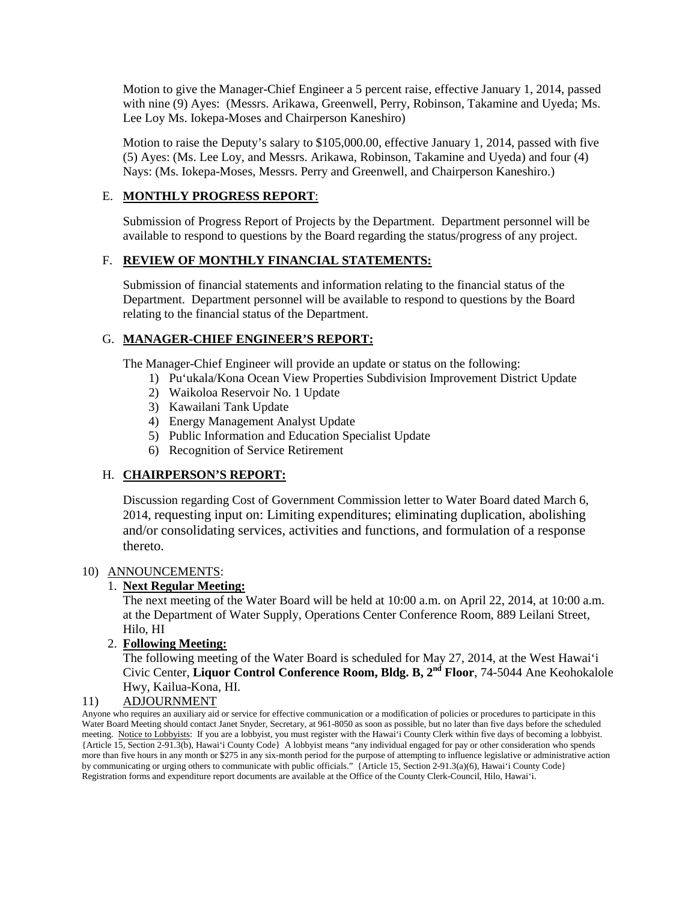Motion to give the Manager-Chief Engineer a 5 percent raise, effective January 1, 2014, passed with nine (9) Ayes: (Messrs. Arikawa, Greenwell, Perry, Robinson, Takamine and Uyeda; Ms. Lee Loy Ms. Iokepa-Moses and Chairperson Kaneshiro)

Motion to raise the Deputy's salary to $105,000.00, effective January 1, 2014, passed with five (5) Ayes: (Ms. Lee Loy, and Messrs. Arikawa, Robinson, Takamine and Uyeda) and four (4) Nays: (Ms. Iokepa-Moses, Messrs. Perry and Greenwell, and Chairperson Kaneshiro.)

E. **MONTHLY PROGRESS REPORT**:

Submission of Progress Report of Projects by the Department. Department personnel will be available to respond to questions by the Board regarding the status/progress of any project.

F. **REVIEW OF MONTHLY FINANCIAL STATEMENTS:**

Submission of financial statements and information relating to the financial status of the Department. Department personnel will be available to respond to questions by the Board relating to the financial status of the Department.

G. **MANAGER-CHIEF ENGINEER'S REPORT:**

The Manager-Chief Engineer will provide an update or status on the following:

1) Pu'ukala/Kona Ocean View Properties Subdivision Improvement District Update
2) Waikoloa Reservoir No. 1 Update
3) Kawailani Tank Update
4) Energy Management Analyst Update
5) Public Information and Education Specialist Update
6) Recognition of Service Retirement

H. **CHAIRPERSON'S REPORT:**

Discussion regarding Cost of Government Commission letter to Water Board dated March 6, 2014, requesting input on: Limiting expenditures; eliminating duplication, abolishing and/or consolidating services, activities and functions, and formulation of a response thereto.

10) ANNOUNCEMENTS:

1. **Next Regular Meeting:**
   The next meeting of the Water Board will be held at 10:00 a.m. on April 22, 2014, at 10:00 a.m. at the Department of Water Supply, Operations Center Conference Room, 889 Leilani Street, Hilo, HI
2. **Following Meeting:**
   The following meeting of the Water Board is scheduled for May 27, 2014, at the West Hawai'i Civic Center, **Liquor Control Conference Room, Bldg. B, 2nd Floor**, 74-5044 Ane Keohokalole Hwy, Kailua-Kona, HI.

11) ADJOURNMENT

Anyone who requires an auxiliary aid or service for effective communication or a modification of policies or procedures to participate in this Water Board Meeting should contact Janet Snyder, Secretary, at 961-8050 as soon as possible, but no later than five days before the scheduled meeting. Notice to Lobbyists: If you are a lobbyist, you must register with the Hawai'i County Clerk within five days of becoming a lobbyist. {Article 15, Section 2-91.3(b), Hawai'i County Code} A lobbyist means "any individual engaged for pay or other consideration who spends more than five hours in any month or $275 in any six-month period for the purpose of attempting to influence legislative or administrative action by communicating or urging others to communicate with public officials." {Article 15, Section 2-91.3(a)(6), Hawai'i County Code} Registration forms and expenditure report documents are available at the Office of the County Clerk-Council, Hilo, Hawai'i.